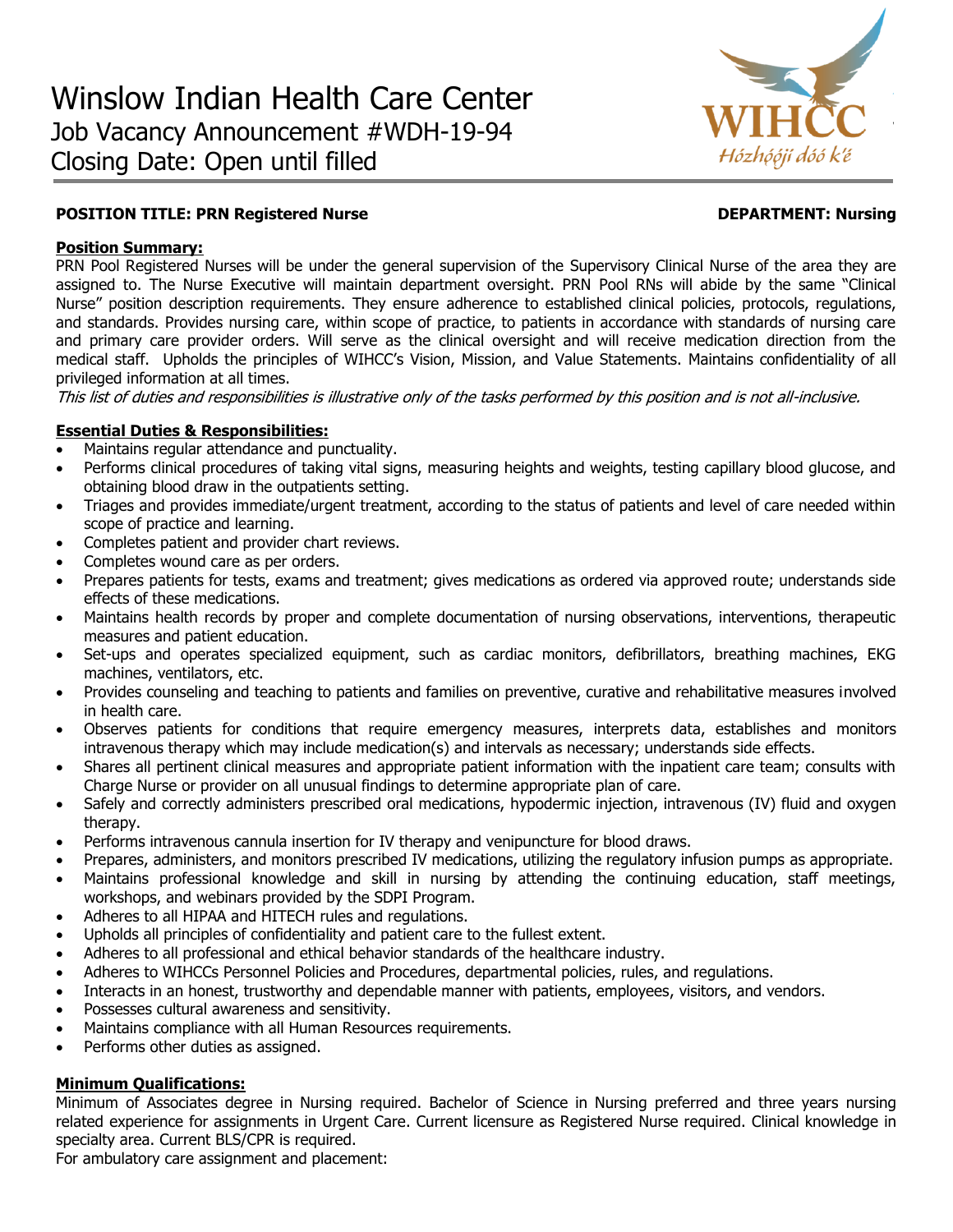# Winslow Indian Health Care Center

Job Vacancy Announcement #WDH-19-94

Closing Date: Open until filled

WIHCC
*Hózhǫ́ǫ́jí dóó k'é*

**POSITION TITLE: PRN Registered Nurse** **DEPARTMENT: Nursing**

## Position Summary:

PRN Pool Registered Nurses will be under the general supervision of the Supervisory Clinical Nurse of the area they are assigned to. The Nurse Executive will maintain department oversight. PRN Pool RNs will abide by the same "Clinical Nurse" position description requirements. They ensure adherence to established clinical policies, protocols, regulations, and standards. Provides nursing care, within scope of practice, to patients in accordance with standards of nursing care and primary care provider orders. Will serve as the clinical oversight and will receive medication direction from the medical staff. Upholds the principles of WIHCC's Vision, Mission, and Value Statements. Maintains confidentiality of all privileged information at all times.

*This list of duties and responsibilities is illustrative only of the tasks performed by this position and is not all-inclusive.*

## Essential Duties & Responsibilities:

- Maintains regular attendance and punctuality.
- Performs clinical procedures of taking vital signs, measuring heights and weights, testing capillary blood glucose, and obtaining blood draw in the outpatients setting.
- Triages and provides immediate/urgent treatment, according to the status of patients and level of care needed within scope of practice and learning.
- Completes patient and provider chart reviews.
- Completes wound care as per orders.
- Prepares patients for tests, exams and treatment; gives medications as ordered via approved route; understands side effects of these medications.
- Maintains health records by proper and complete documentation of nursing observations, interventions, therapeutic measures and patient education.
- Set-ups and operates specialized equipment, such as cardiac monitors, defibrillators, breathing machines, EKG machines, ventilators, etc.
- Provides counseling and teaching to patients and families on preventive, curative and rehabilitative measures involved in health care.
- Observes patients for conditions that require emergency measures, interprets data, establishes and monitors intravenous therapy which may include medication(s) and intervals as necessary; understands side effects.
- Shares all pertinent clinical measures and appropriate patient information with the inpatient care team; consults with Charge Nurse or provider on all unusual findings to determine appropriate plan of care.
- Safely and correctly administers prescribed oral medications, hypodermic injection, intravenous (IV) fluid and oxygen therapy.
- Performs intravenous cannula insertion for IV therapy and venipuncture for blood draws.
- Prepares, administers, and monitors prescribed IV medications, utilizing the regulatory infusion pumps as appropriate.
- Maintains professional knowledge and skill in nursing by attending the continuing education, staff meetings, workshops, and webinars provided by the SDPI Program.
- Adheres to all HIPAA and HITECH rules and regulations.
- Upholds all principles of confidentiality and patient care to the fullest extent.
- Adheres to all professional and ethical behavior standards of the healthcare industry.
- Adheres to WIHCCs Personnel Policies and Procedures, departmental policies, rules, and regulations.
- Interacts in an honest, trustworthy and dependable manner with patients, employees, visitors, and vendors.
- Possesses cultural awareness and sensitivity.
- Maintains compliance with all Human Resources requirements.
- Performs other duties as assigned.

## Minimum Qualifications:

Minimum of Associates degree in Nursing required. Bachelor of Science in Nursing preferred and three years nursing related experience for assignments in Urgent Care. Current licensure as Registered Nurse required. Clinical knowledge in specialty area. Current BLS/CPR is required.

For ambulatory care assignment and placement: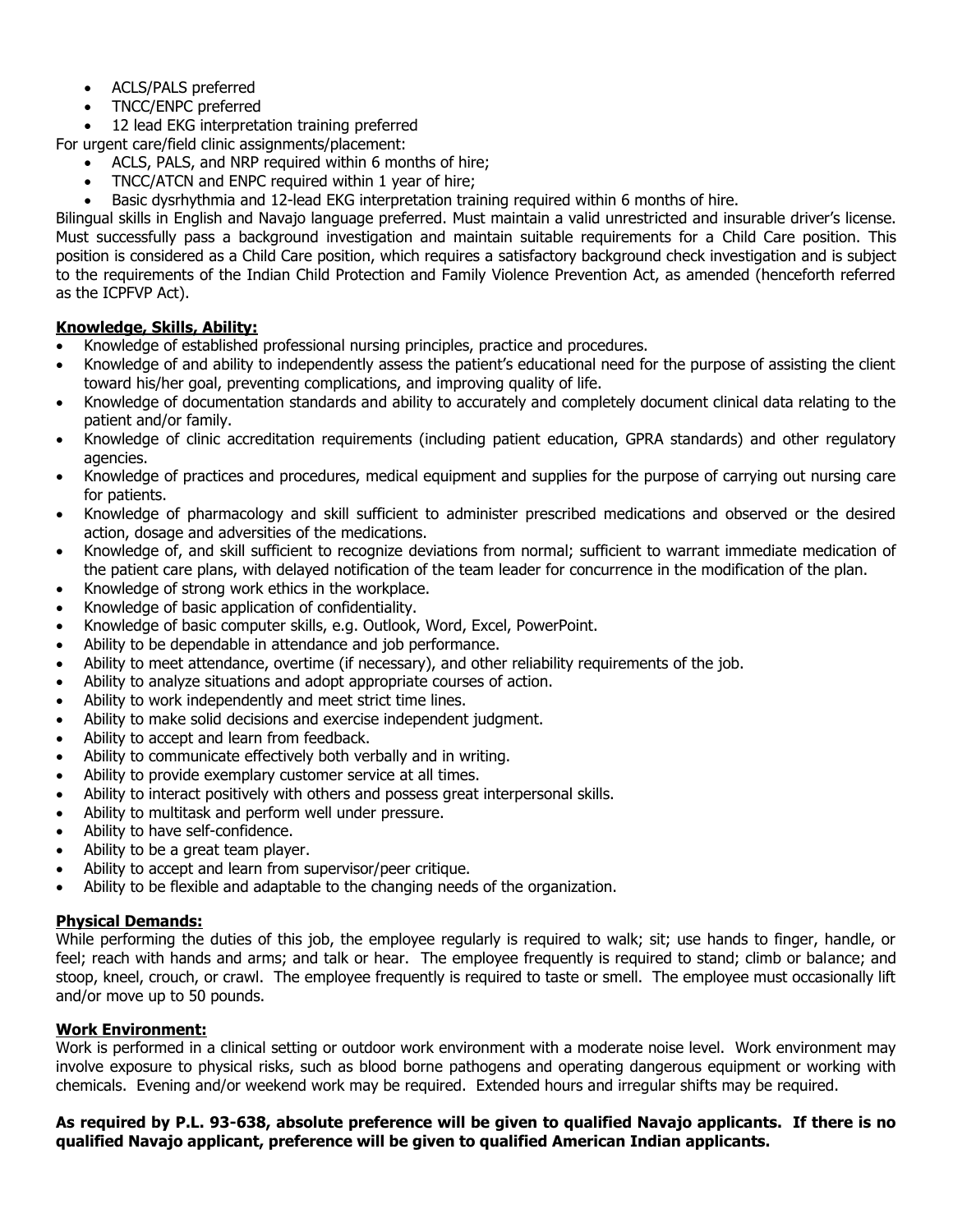- ACLS/PALS preferred
- TNCC/ENPC preferred
- 12 lead EKG interpretation training preferred

For urgent care/field clinic assignments/placement:

- ACLS, PALS, and NRP required within 6 months of hire;
- TNCC/ATCN and ENPC required within 1 year of hire;
- Basic dysrhythmia and 12-lead EKG interpretation training required within 6 months of hire.

Bilingual skills in English and Navajo language preferred. Must maintain a valid unrestricted and insurable driver's license. Must successfully pass a background investigation and maintain suitable requirements for a Child Care position. This position is considered as a Child Care position, which requires a satisfactory background check investigation and is subject to the requirements of the Indian Child Protection and Family Violence Prevention Act, as amended (henceforth referred as the ICPFVP Act).

**Knowledge, Skills, Ability:**

- Knowledge of established professional nursing principles, practice and procedures.
- Knowledge of and ability to independently assess the patient's educational need for the purpose of assisting the client toward his/her goal, preventing complications, and improving quality of life.
- Knowledge of documentation standards and ability to accurately and completely document clinical data relating to the patient and/or family.
- Knowledge of clinic accreditation requirements (including patient education, GPRA standards) and other regulatory agencies.
- Knowledge of practices and procedures, medical equipment and supplies for the purpose of carrying out nursing care for patients.
- Knowledge of pharmacology and skill sufficient to administer prescribed medications and observed or the desired action, dosage and adversities of the medications.
- Knowledge of, and skill sufficient to recognize deviations from normal; sufficient to warrant immediate medication of the patient care plans, with delayed notification of the team leader for concurrence in the modification of the plan.
- Knowledge of strong work ethics in the workplace.
- Knowledge of basic application of confidentiality.
- Knowledge of basic computer skills, e.g. Outlook, Word, Excel, PowerPoint.
- Ability to be dependable in attendance and job performance.
- Ability to meet attendance, overtime (if necessary), and other reliability requirements of the job.
- Ability to analyze situations and adopt appropriate courses of action.
- Ability to work independently and meet strict time lines.
- Ability to make solid decisions and exercise independent judgment.
- Ability to accept and learn from feedback.
- Ability to communicate effectively both verbally and in writing.
- Ability to provide exemplary customer service at all times.
- Ability to interact positively with others and possess great interpersonal skills.
- Ability to multitask and perform well under pressure.
- Ability to have self-confidence.
- Ability to be a great team player.
- Ability to accept and learn from supervisor/peer critique.
- Ability to be flexible and adaptable to the changing needs of the organization.

**Physical Demands:**

While performing the duties of this job, the employee regularly is required to walk; sit; use hands to finger, handle, or feel; reach with hands and arms; and talk or hear. The employee frequently is required to stand; climb or balance; and stoop, kneel, crouch, or crawl. The employee frequently is required to taste or smell. The employee must occasionally lift and/or move up to 50 pounds.

**Work Environment:**

Work is performed in a clinical setting or outdoor work environment with a moderate noise level. Work environment may involve exposure to physical risks, such as blood borne pathogens and operating dangerous equipment or working with chemicals. Evening and/or weekend work may be required. Extended hours and irregular shifts may be required.

**As required by P.L. 93-638, absolute preference will be given to qualified Navajo applicants. If there is no qualified Navajo applicant, preference will be given to qualified American Indian applicants.**